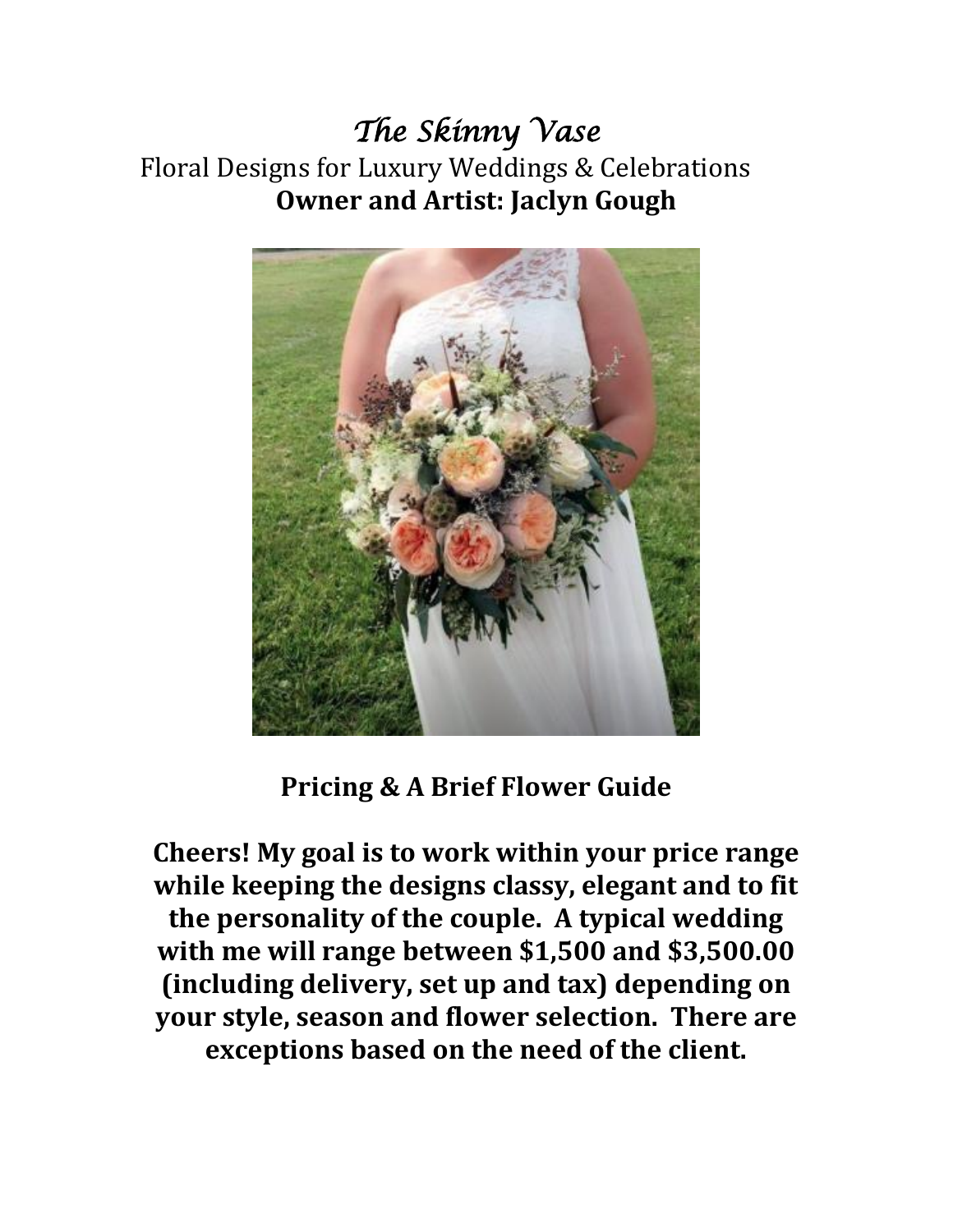# *The Skinny Vase*

Floral Designs for Luxury Weddings & Celebrations

**Owner and Artist: Jaclyn Gough**

**Pricing & A Brief Flower Guide**

**Cheers! My goal is to work within your price range while keeping the designs classy, elegant and to fit the personality of the couple. A typical wedding with me will range between $1,500 and $3,500.00 (including delivery, set up and tax) depending on your style, season and flower selection. There are exceptions based on the need of the client.**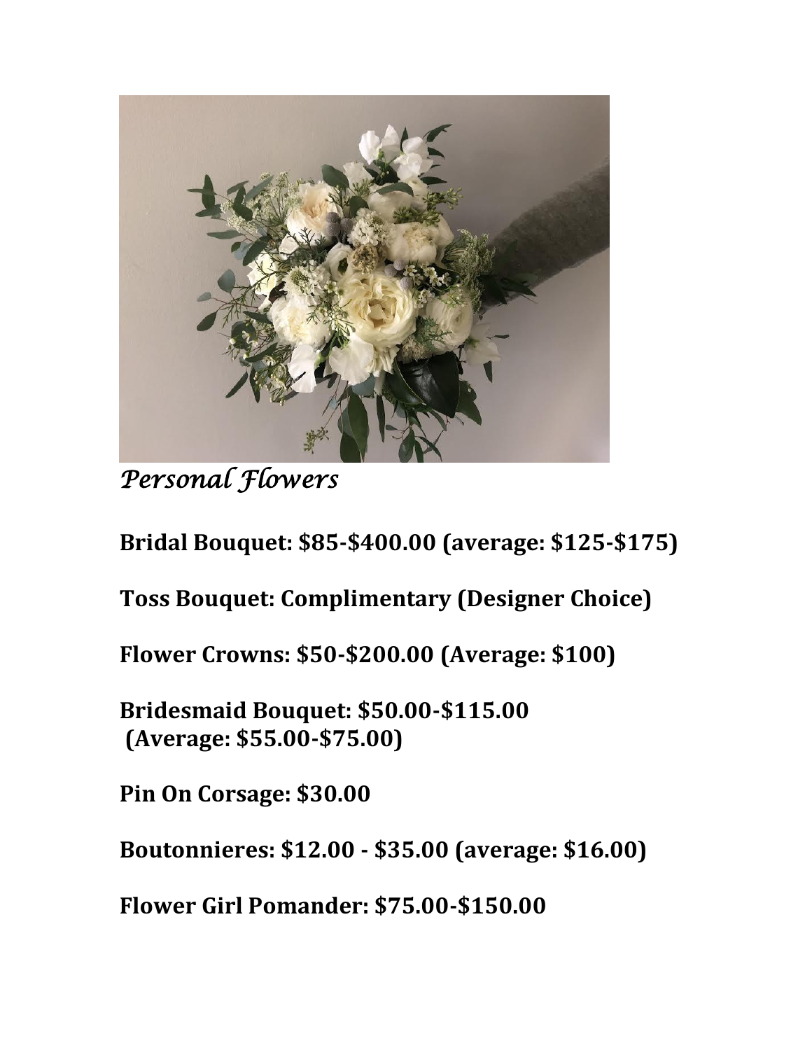*Personal Flowers*

**Bridal Bouquet: $85-$400.00 (average: $125-$175)**

**Toss Bouquet: Complimentary (Designer Choice)**

**Flower Crowns: $50-$200.00 (Average: $100)**

**Bridesmaid Bouquet: $50.00-$115.00 (Average: $55.00-$75.00)**

**Pin On Corsage: $30.00**

**Boutonnieres: $12.00 - $35.00 (average: $16.00)**

**Flower Girl Pomander: $75.00-$150.00**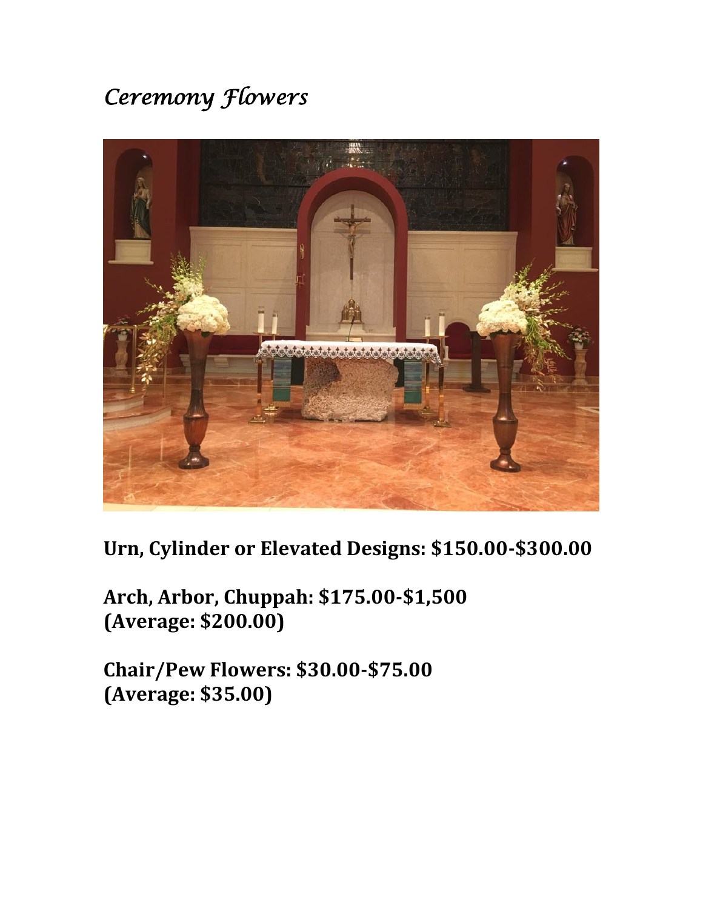# *Ceremony Flowers*

**Urn, Cylinder or Elevated Designs: $150.00-$300.00**

**Arch, Arbor, Chuppah: $175.00-$1,500**
**(Average: $200.00)**

**Chair/Pew Flowers: $30.00-$75.00**
**(Average: $35.00)**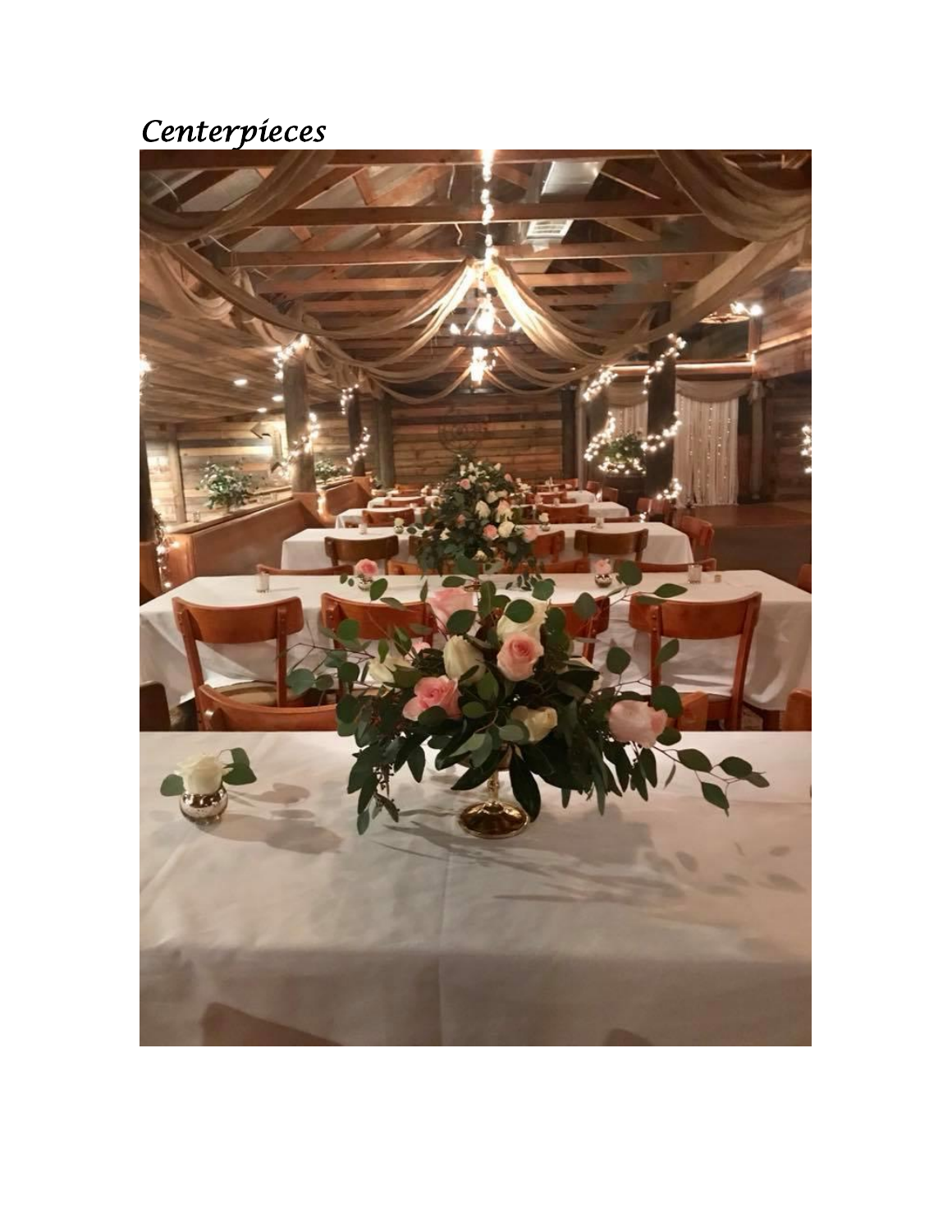*Centerpieces*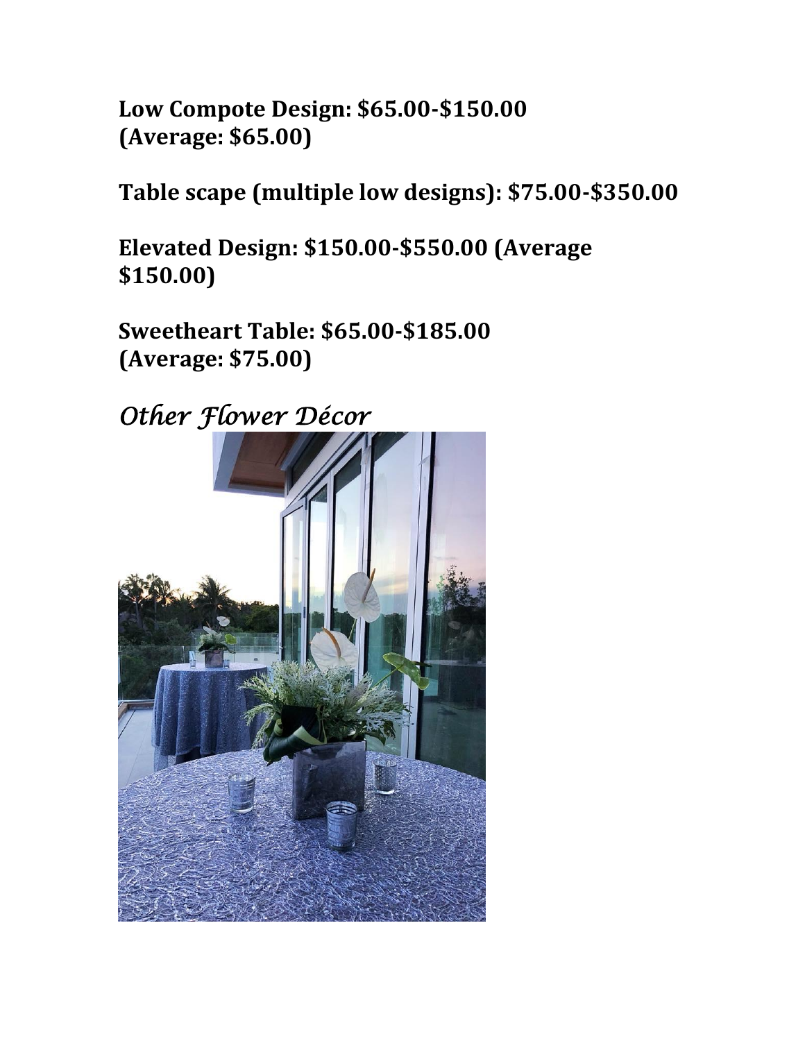**Low Compote Design: $65.00-$150.00 (Average: $65.00)**

**Table scape (multiple low designs): $75.00-$350.00**

**Elevated Design: $150.00-$550.00 (Average $150.00)**

**Sweetheart Table: $65.00-$185.00 (Average: $75.00)**

## *Other Flower Décor*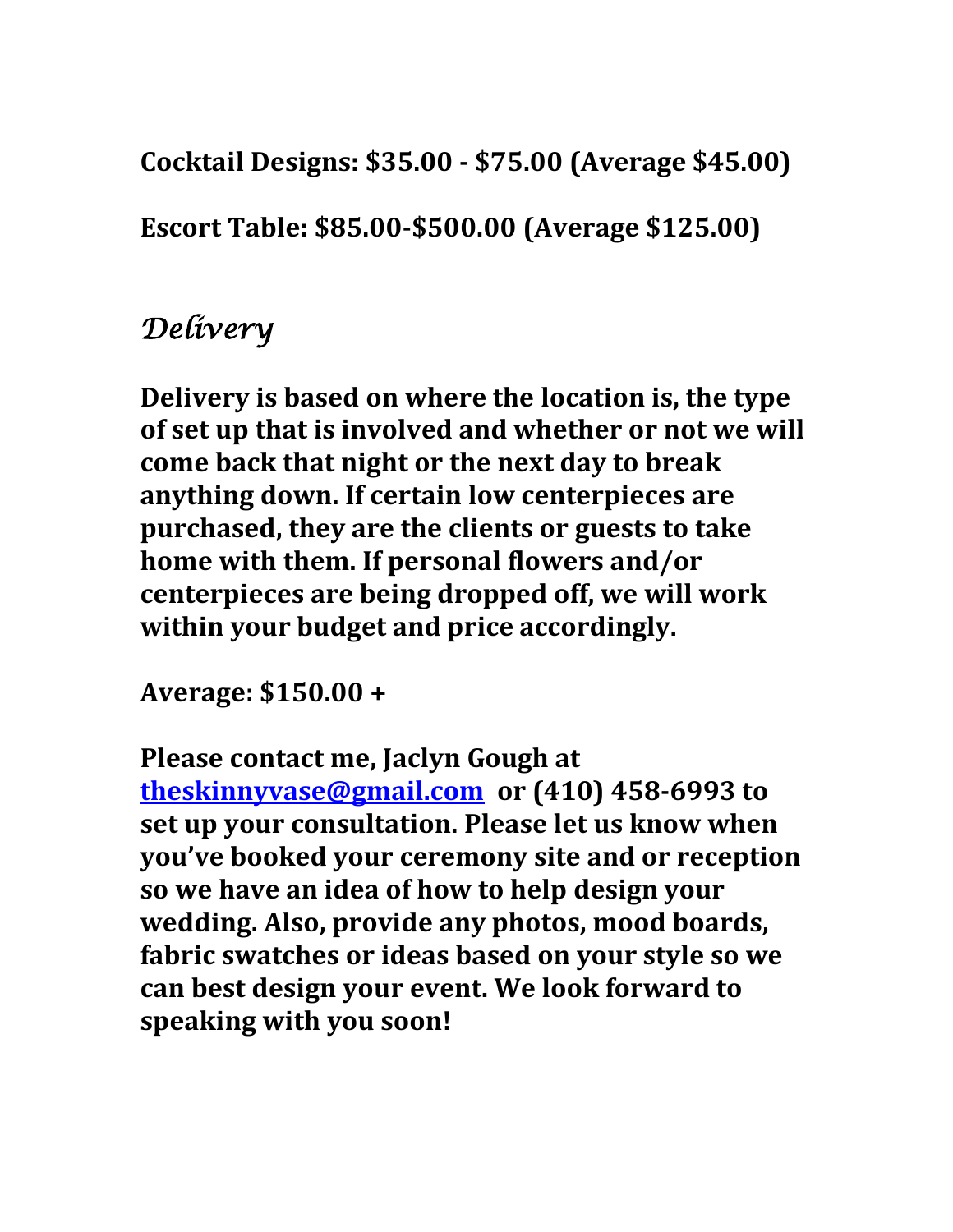**Cocktail Designs: $35.00 - $75.00 (Average $45.00)**

**Escort Table: $85.00-$500.00 (Average $125.00)**

## *Delivery*

**Delivery is based on where the location is, the type of set up that is involved and whether or not we will come back that night or the next day to break anything down. If certain low centerpieces are purchased, they are the clients or guests to take home with them. If personal flowers and/or centerpieces are being dropped off, we will work within your budget and price accordingly.**

**Average: $150.00 +**

**Please contact me, Jaclyn Gough at [theskinnyvase@gmail.com](mailto:theskinnyvase@gmail.com) or (410) 458-6993 to set up your consultation. Please let us know when you've booked your ceremony site and or reception so we have an idea of how to help design your wedding. Also, provide any photos, mood boards, fabric swatches or ideas based on your style so we can best design your event. We look forward to speaking with you soon!**